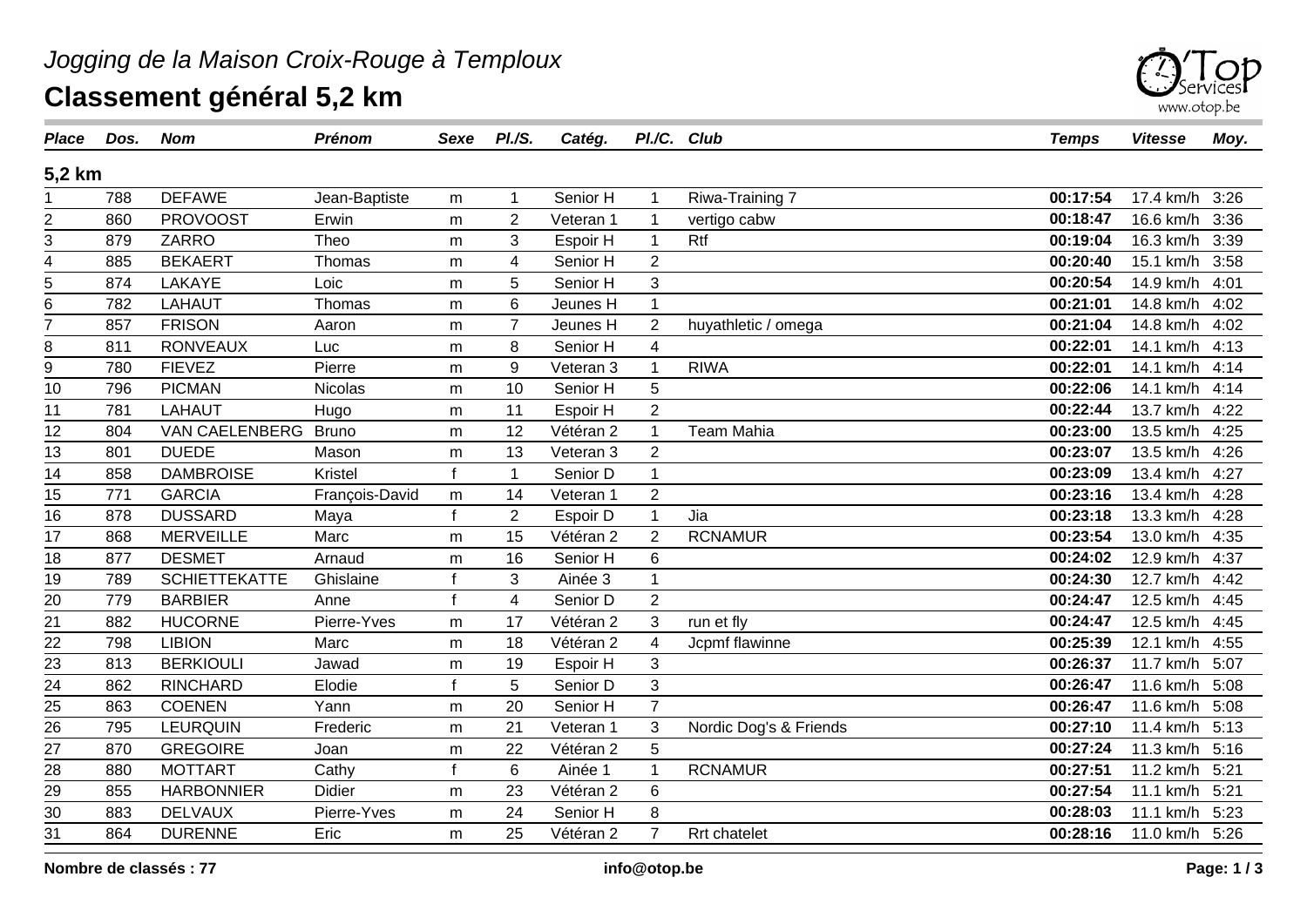*Jogging de la Maison Croix-Rouge à Temploux*

# Classement général 5,2 km

| *Place* | *Dos.* | *Nom* | *Prénom* | *Sexe* | *Pl./S.* | *Catég.* | *Pl./C.* | *Club* | *Temps* | *Vitesse* | *Moy.* |
|---|---|---|---|---|---|---|---|---|---|---|---|
| **5,2 km** | | | | | | | | | | | |
| 1 | 788 | DEFAWE | Jean-Baptiste | m | 1 | Senior H | 1 | Riwa-Training 7 | **00:17:54** | 17.4 km/h | 3:26 |
| 2 | 860 | PROVOOST | Erwin | m | 2 | Veteran 1 | 1 | vertigo cabw | **00:18:47** | 16.6 km/h | 3:36 |
| 3 | 879 | ZARRO | Theo | m | 3 | Espoir H | 1 | Rtf | **00:19:04** | 16.3 km/h | 3:39 |
| 4 | 885 | BEKAERT | Thomas | m | 4 | Senior H | 2 | | **00:20:40** | 15.1 km/h | 3:58 |
| 5 | 874 | LAKAYE | Loic | m | 5 | Senior H | 3 | | **00:20:54** | 14.9 km/h | 4:01 |
| 6 | 782 | LAHAUT | Thomas | m | 6 | Jeunes H | 1 | | **00:21:01** | 14.8 km/h | 4:02 |
| 7 | 857 | FRISON | Aaron | m | 7 | Jeunes H | 2 | huyathletic / omega | **00:21:04** | 14.8 km/h | 4:02 |
| 8 | 811 | RONVEAUX | Luc | m | 8 | Senior H | 4 | | **00:22:01** | 14.1 km/h | 4:13 |
| 9 | 780 | FIEVEZ | Pierre | m | 9 | Veteran 3 | 1 | RIWA | **00:22:01** | 14.1 km/h | 4:14 |
| 10 | 796 | PICMAN | Nicolas | m | 10 | Senior H | 5 | | **00:22:06** | 14.1 km/h | 4:14 |
| 11 | 781 | LAHAUT | Hugo | m | 11 | Espoir H | 2 | | **00:22:44** | 13.7 km/h | 4:22 |
| 12 | 804 | VAN CAELENBERG | Bruno | m | 12 | Vétéran 2 | 1 | Team Mahia | **00:23:00** | 13.5 km/h | 4:25 |
| 13 | 801 | DUEDE | Mason | m | 13 | Veteran 3 | 2 | | **00:23:07** | 13.5 km/h | 4:26 |
| 14 | 858 | DAMBROISE | Kristel | f | 1 | Senior D | 1 | | **00:23:09** | 13.4 km/h | 4:27 |
| 15 | 771 | GARCIA | François-David | m | 14 | Veteran 1 | 2 | | **00:23:16** | 13.4 km/h | 4:28 |
| 16 | 878 | DUSSARD | Maya | f | 2 | Espoir D | 1 | Jia | **00:23:18** | 13.3 km/h | 4:28 |
| 17 | 868 | MERVEILLE | Marc | m | 15 | Vétéran 2 | 2 | RCNAMUR | **00:23:54** | 13.0 km/h | 4:35 |
| 18 | 877 | DESMET | Arnaud | m | 16 | Senior H | 6 | | **00:24:02** | 12.9 km/h | 4:37 |
| 19 | 789 | SCHIETTEKATTE | Ghislaine | f | 3 | Ainée 3 | 1 | | **00:24:30** | 12.7 km/h | 4:42 |
| 20 | 779 | BARBIER | Anne | f | 4 | Senior D | 2 | | **00:24:47** | 12.5 km/h | 4:45 |
| 21 | 882 | HUCORNE | Pierre-Yves | m | 17 | Vétéran 2 | 3 | run et fly | **00:24:47** | 12.5 km/h | 4:45 |
| 22 | 798 | LIBION | Marc | m | 18 | Vétéran 2 | 4 | Jcpmf flawinne | **00:25:39** | 12.1 km/h | 4:55 |
| 23 | 813 | BERKIOULI | Jawad | m | 19 | Espoir H | 3 | | **00:26:37** | 11.7 km/h | 5:07 |
| 24 | 862 | RINCHARD | Elodie | f | 5 | Senior D | 3 | | **00:26:47** | 11.6 km/h | 5:08 |
| 25 | 863 | COENEN | Yann | m | 20 | Senior H | 7 | | **00:26:47** | 11.6 km/h | 5:08 |
| 26 | 795 | LEURQUIN | Frederic | m | 21 | Veteran 1 | 3 | Nordic Dog's & Friends | **00:27:10** | 11.4 km/h | 5:13 |
| 27 | 870 | GREGOIRE | Joan | m | 22 | Vétéran 2 | 5 | | **00:27:24** | 11.3 km/h | 5:16 |
| 28 | 880 | MOTTART | Cathy | f | 6 | Ainée 1 | 1 | RCNAMUR | **00:27:51** | 11.2 km/h | 5:21 |
| 29 | 855 | HARBONNIER | Didier | m | 23 | Vétéran 2 | 6 | | **00:27:54** | 11.1 km/h | 5:21 |
| 30 | 883 | DELVAUX | Pierre-Yves | m | 24 | Senior H | 8 | | **00:28:03** | 11.1 km/h | 5:23 |
| 31 | 864 | DURENNE | Eric | m | 25 | Vétéran 2 | 7 | Rrt chatelet | **00:28:16** | 11.0 km/h | 5:26 |

**Nombre de classés : 77** **info@otop.be**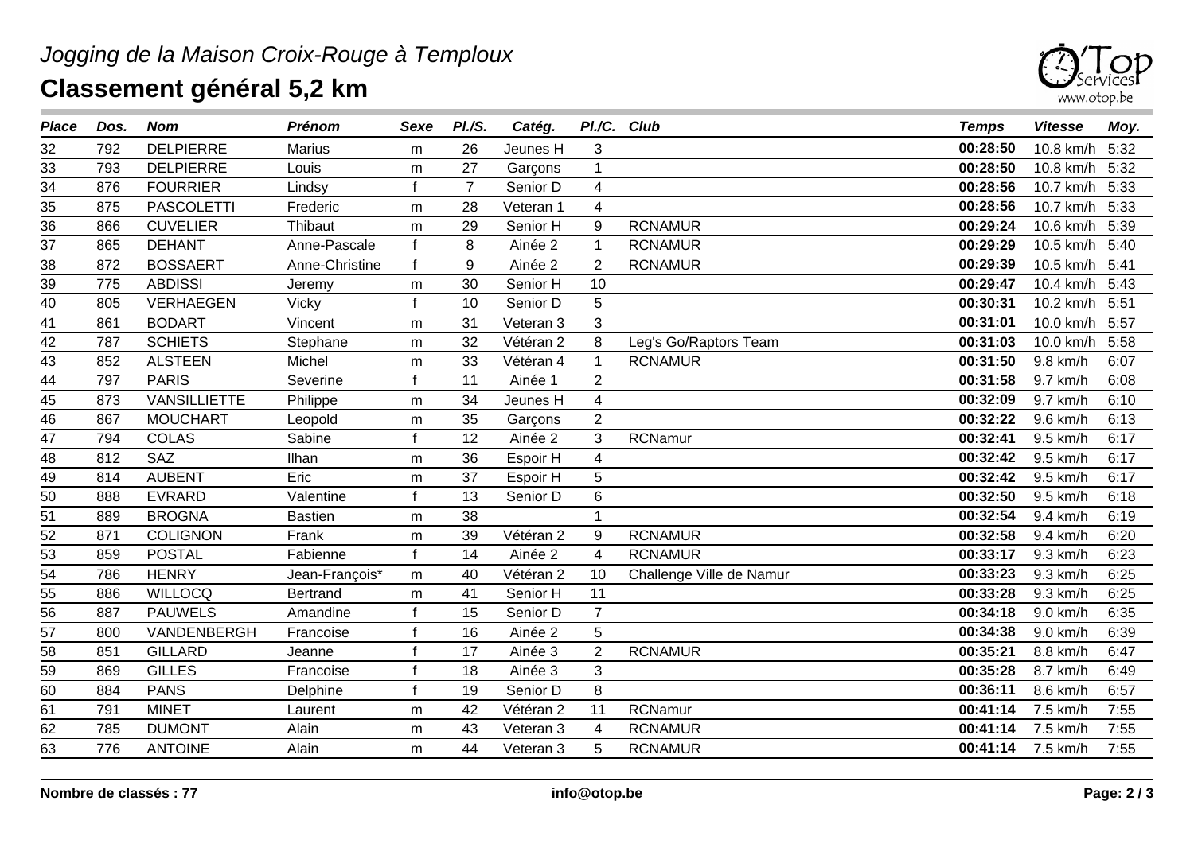*Jogging de la Maison Croix-Rouge à Temploux*

# Classement général 5,2 km

| *Place* | *Dos.* | *Nom* | *Prénom* | *Sexe* | *Pl./S.* | *Catég.* | *Pl./C.* | *Club* | *Temps* | *Vitesse* | *Moy.* |
|---|---|---|---|---|---|---|---|---|---|---|---|
| 32 | 792 | DELPIERRE | Marius | m | 26 | Jeunes H | 3 | | **00:28:50** | 10.8 km/h | 5:32 |
| 33 | 793 | DELPIERRE | Louis | m | 27 | Garçons | 1 | | **00:28:50** | 10.8 km/h | 5:32 |
| 34 | 876 | FOURRIER | Lindsy | f | 7 | Senior D | 4 | | **00:28:56** | 10.7 km/h | 5:33 |
| 35 | 875 | PASCOLETTI | Frederic | m | 28 | Veteran 1 | 4 | | **00:28:56** | 10.7 km/h | 5:33 |
| 36 | 866 | CUVELIER | Thibaut | m | 29 | Senior H | 9 | RCNAMUR | **00:29:24** | 10.6 km/h | 5:39 |
| 37 | 865 | DEHANT | Anne-Pascale | f | 8 | Ainée 2 | 1 | RCNAMUR | **00:29:29** | 10.5 km/h | 5:40 |
| 38 | 872 | BOSSAERT | Anne-Christine | f | 9 | Ainée 2 | 2 | RCNAMUR | **00:29:39** | 10.5 km/h | 5:41 |
| 39 | 775 | ABDISSI | Jeremy | m | 30 | Senior H | 10 | | **00:29:47** | 10.4 km/h | 5:43 |
| 40 | 805 | VERHAEGEN | Vicky | f | 10 | Senior D | 5 | | **00:30:31** | 10.2 km/h | 5:51 |
| 41 | 861 | BODART | Vincent | m | 31 | Veteran 3 | 3 | | **00:31:01** | 10.0 km/h | 5:57 |
| 42 | 787 | SCHIETS | Stephane | m | 32 | Vétéran 2 | 8 | Leg's Go/Raptors Team | **00:31:03** | 10.0 km/h | 5:58 |
| 43 | 852 | ALSTEEN | Michel | m | 33 | Vétéran 4 | 1 | RCNAMUR | **00:31:50** | 9.8 km/h | 6:07 |
| 44 | 797 | PARIS | Severine | f | 11 | Ainée 1 | 2 | | **00:31:58** | 9.7 km/h | 6:08 |
| 45 | 873 | VANSILLIETTE | Philippe | m | 34 | Jeunes H | 4 | | **00:32:09** | 9.7 km/h | 6:10 |
| 46 | 867 | MOUCHART | Leopold | m | 35 | Garçons | 2 | | **00:32:22** | 9.6 km/h | 6:13 |
| 47 | 794 | COLAS | Sabine | f | 12 | Ainée 2 | 3 | RCNamur | **00:32:41** | 9.5 km/h | 6:17 |
| 48 | 812 | SAZ | Ilhan | m | 36 | Espoir H | 4 | | **00:32:42** | 9.5 km/h | 6:17 |
| 49 | 814 | AUBENT | Eric | m | 37 | Espoir H | 5 | | **00:32:42** | 9.5 km/h | 6:17 |
| 50 | 888 | EVRARD | Valentine | f | 13 | Senior D | 6 | | **00:32:50** | 9.5 km/h | 6:18 |
| 51 | 889 | BROGNA | Bastien | m | 38 | | 1 | | **00:32:54** | 9.4 km/h | 6:19 |
| 52 | 871 | COLIGNON | Frank | m | 39 | Vétéran 2 | 9 | RCNAMUR | **00:32:58** | 9.4 km/h | 6:20 |
| 53 | 859 | POSTAL | Fabienne | f | 14 | Ainée 2 | 4 | RCNAMUR | **00:33:17** | 9.3 km/h | 6:23 |
| 54 | 786 | HENRY | Jean-François* | m | 40 | Vétéran 2 | 10 | Challenge Ville de Namur | **00:33:23** | 9.3 km/h | 6:25 |
| 55 | 886 | WILLOCQ | Bertrand | m | 41 | Senior H | 11 | | **00:33:28** | 9.3 km/h | 6:25 |
| 56 | 887 | PAUWELS | Amandine | f | 15 | Senior D | 7 | | **00:34:18** | 9.0 km/h | 6:35 |
| 57 | 800 | VANDENBERGH | Francoise | f | 16 | Ainée 2 | 5 | | **00:34:38** | 9.0 km/h | 6:39 |
| 58 | 851 | GILLARD | Jeanne | f | 17 | Ainée 3 | 2 | RCNAMUR | **00:35:21** | 8.8 km/h | 6:47 |
| 59 | 869 | GILLES | Francoise | f | 18 | Ainée 3 | 3 | | **00:35:28** | 8.7 km/h | 6:49 |
| 60 | 884 | PANS | Delphine | f | 19 | Senior D | 8 | | **00:36:11** | 8.6 km/h | 6:57 |
| 61 | 791 | MINET | Laurent | m | 42 | Vétéran 2 | 11 | RCNamur | **00:41:14** | 7.5 km/h | 7:55 |
| 62 | 785 | DUMONT | Alain | m | 43 | Veteran 3 | 4 | RCNAMUR | **00:41:14** | 7.5 km/h | 7:55 |
| 63 | 776 | ANTOINE | Alain | m | 44 | Veteran 3 | 5 | RCNAMUR | **00:41:14** | 7.5 km/h | 7:55 |

**Nombre de classés : 77**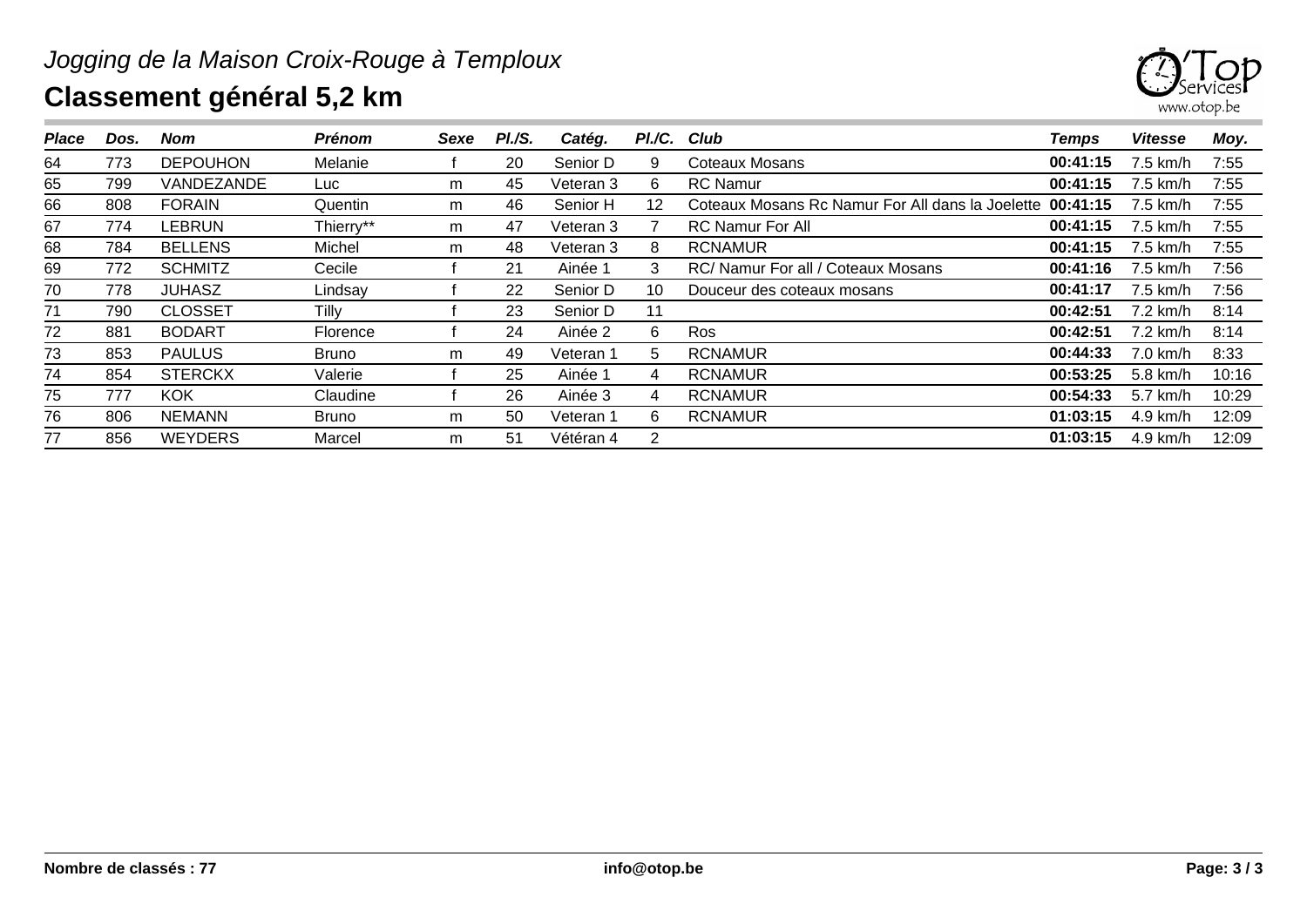*Jogging de la Maison Croix-Rouge à Temploux*

# Classement général 5,2 km

| Place | Dos. | Nom | Prénom | Sexe | Pl./S. | Catég. | Pl./C. | Club | Temps | Vitesse | Moy. |
|---|---|---|---|---|---|---|---|---|---|---|---|
| 64 | 773 | DEPOUHON | Melanie | f | 20 | Senior D | 9 | Coteaux Mosans | **00:41:15** | 7.5 km/h | 7:55 |
| 65 | 799 | VANDEZANDE | Luc | m | 45 | Veteran 3 | 6 | RC Namur | **00:41:15** | 7.5 km/h | 7:55 |
| 66 | 808 | FORAIN | Quentin | m | 46 | Senior H | 12 | Coteaux Mosans Rc Namur For All dans la Joelette | **00:41:15** | 7.5 km/h | 7:55 |
| 67 | 774 | LEBRUN | Thierry** | m | 47 | Veteran 3 | 7 | RC Namur For All | **00:41:15** | 7.5 km/h | 7:55 |
| 68 | 784 | BELLENS | Michel | m | 48 | Veteran 3 | 8 | RCNAMUR | **00:41:15** | 7.5 km/h | 7:55 |
| 69 | 772 | SCHMITZ | Cecile | f | 21 | Ainée 1 | 3 | RC/ Namur For all / Coteaux Mosans | **00:41:16** | 7.5 km/h | 7:56 |
| 70 | 778 | JUHASZ | Lindsay | f | 22 | Senior D | 10 | Douceur des coteaux mosans | **00:41:17** | 7.5 km/h | 7:56 |
| 71 | 790 | CLOSSET | Tilly | f | 23 | Senior D | 11 | | **00:42:51** | 7.2 km/h | 8:14 |
| 72 | 881 | BODART | Florence | f | 24 | Ainée 2 | 6 | Ros | **00:42:51** | 7.2 km/h | 8:14 |
| 73 | 853 | PAULUS | Bruno | m | 49 | Veteran 1 | 5 | RCNAMUR | **00:44:33** | 7.0 km/h | 8:33 |
| 74 | 854 | STERCKX | Valerie | f | 25 | Ainée 1 | 4 | RCNAMUR | **00:53:25** | 5.8 km/h | 10:16 |
| 75 | 777 | KOK | Claudine | f | 26 | Ainée 3 | 4 | RCNAMUR | **00:54:33** | 5.7 km/h | 10:29 |
| 76 | 806 | NEMANN | Bruno | m | 50 | Veteran 1 | 6 | RCNAMUR | **01:03:15** | 4.9 km/h | 12:09 |
| 77 | 856 | WEYDERS | Marcel | m | 51 | Vétéran 4 | 2 | | **01:03:15** | 4.9 km/h | 12:09 |

**Nombre de classés : 77**

**info@otop.be**